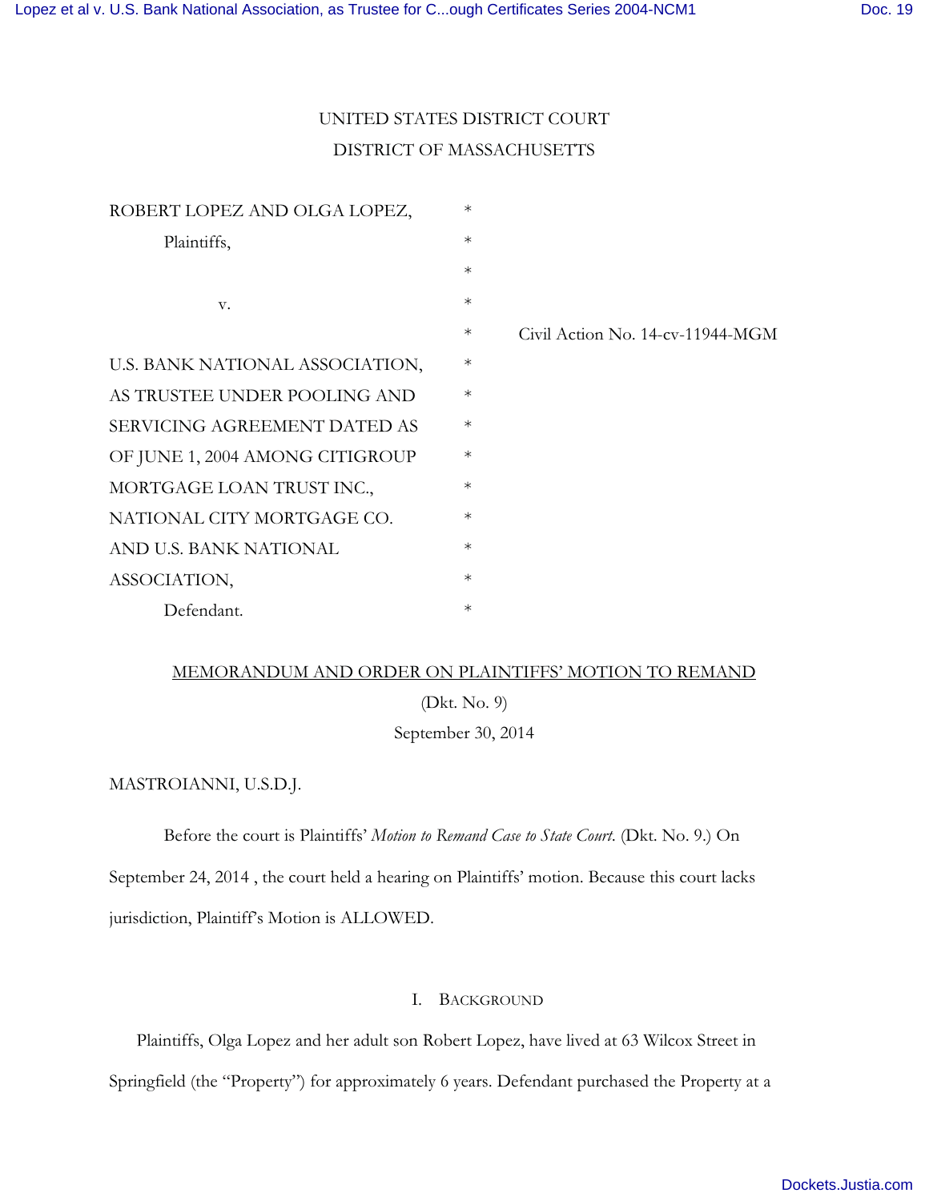UNITED STATES DISTRICT COURT

DISTRICT OF MASSACHUSETTS

| | | |
|---|---|---|
| ROBERT LOPEZ AND OLGA LOPEZ, | * | |
| Plaintiffs, | * | |
| | * | |
| v. | * | |
| | * | Civil Action No. 14-cv-11944-MGM |
| U.S. BANK NATIONAL ASSOCIATION, | * | |
| AS TRUSTEE UNDER POOLING AND | * | |
| SERVICING AGREEMENT DATED AS | * | |
| OF JUNE 1, 2004 AMONG CITIGROUP | * | |
| MORTGAGE LOAN TRUST INC., | * | |
| NATIONAL CITY MORTGAGE CO. | * | |
| AND U.S. BANK NATIONAL | * | |
| ASSOCIATION, | * | |
| Defendant. | * | |

MEMORANDUM AND ORDER ON PLAINTIFFS' MOTION TO REMAND

(Dkt. No. 9)

September 30, 2014

MASTROIANNI, U.S.D.J.

Before the court is Plaintiffs' *Motion to Remand Case to State Court*. (Dkt. No. 9.) On September 24, 2014 , the court held a hearing on Plaintiffs' motion. Because this court lacks jurisdiction, Plaintiff's Motion is ALLOWED.

## I. Background

Plaintiffs, Olga Lopez and her adult son Robert Lopez, have lived at 63 Wilcox Street in Springfield (the "Property") for approximately 6 years. Defendant purchased the Property at a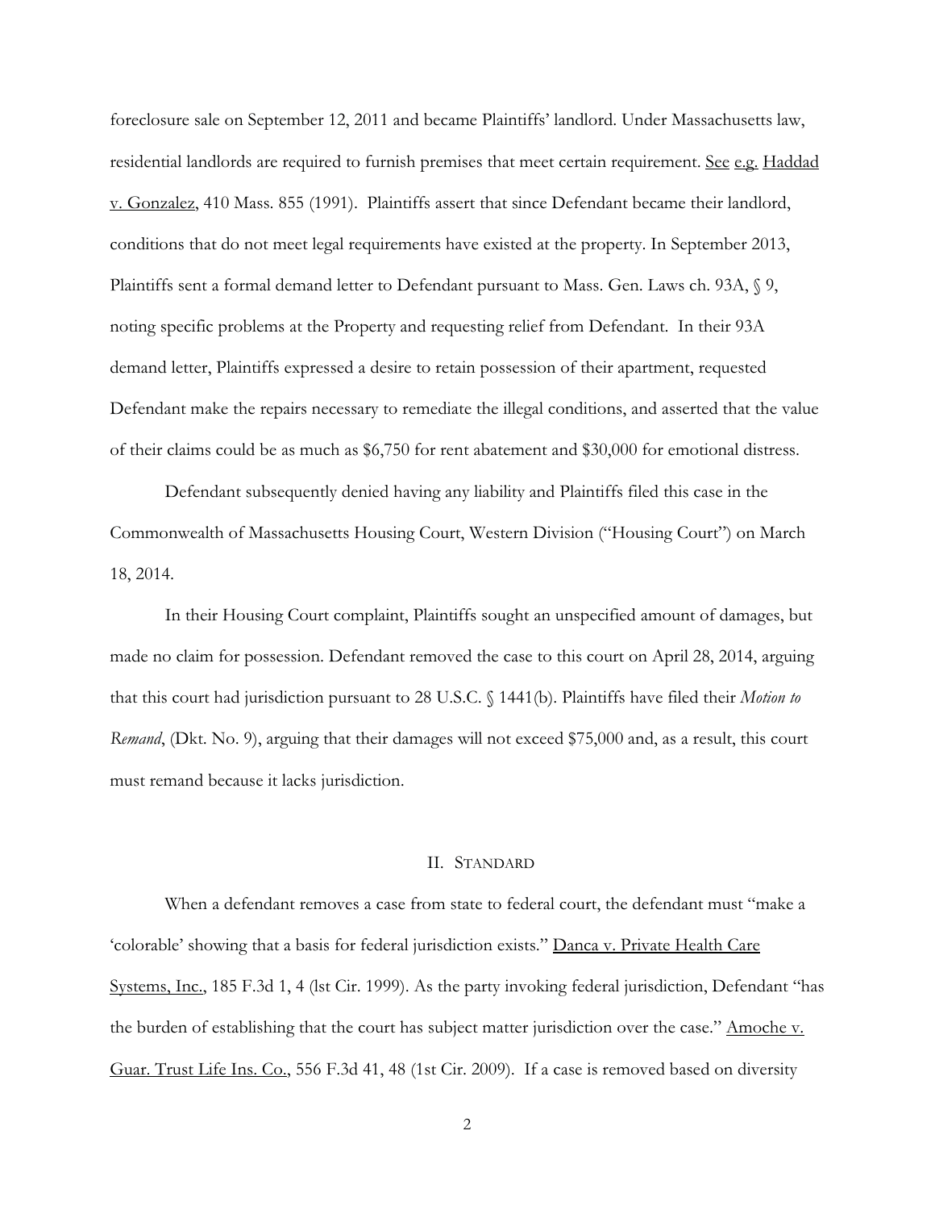foreclosure sale on September 12, 2011 and became Plaintiffs' landlord. Under Massachusetts law, residential landlords are required to furnish premises that meet certain requirement. See e.g. Haddad v. Gonzalez, 410 Mass. 855 (1991). Plaintiffs assert that since Defendant became their landlord, conditions that do not meet legal requirements have existed at the property. In September 2013, Plaintiffs sent a formal demand letter to Defendant pursuant to Mass. Gen. Laws ch. 93A, § 9, noting specific problems at the Property and requesting relief from Defendant. In their 93A demand letter, Plaintiffs expressed a desire to retain possession of their apartment, requested Defendant make the repairs necessary to remediate the illegal conditions, and asserted that the value of their claims could be as much as $6,750 for rent abatement and $30,000 for emotional distress.

Defendant subsequently denied having any liability and Plaintiffs filed this case in the Commonwealth of Massachusetts Housing Court, Western Division ("Housing Court") on March 18, 2014.

In their Housing Court complaint, Plaintiffs sought an unspecified amount of damages, but made no claim for possession. Defendant removed the case to this court on April 28, 2014, arguing that this court had jurisdiction pursuant to 28 U.S.C. § 1441(b). Plaintiffs have filed their *Motion to Remand*, (Dkt. No. 9), arguing that their damages will not exceed $75,000 and, as a result, this court must remand because it lacks jurisdiction.

## II. STANDARD

When a defendant removes a case from state to federal court, the defendant must "make a 'colorable' showing that a basis for federal jurisdiction exists." Danca v. Private Health Care Systems, Inc., 185 F.3d 1, 4 (1st Cir. 1999). As the party invoking federal jurisdiction, Defendant "has the burden of establishing that the court has subject matter jurisdiction over the case." Amoche v. Guar. Trust Life Ins. Co., 556 F.3d 41, 48 (1st Cir. 2009). If a case is removed based on diversity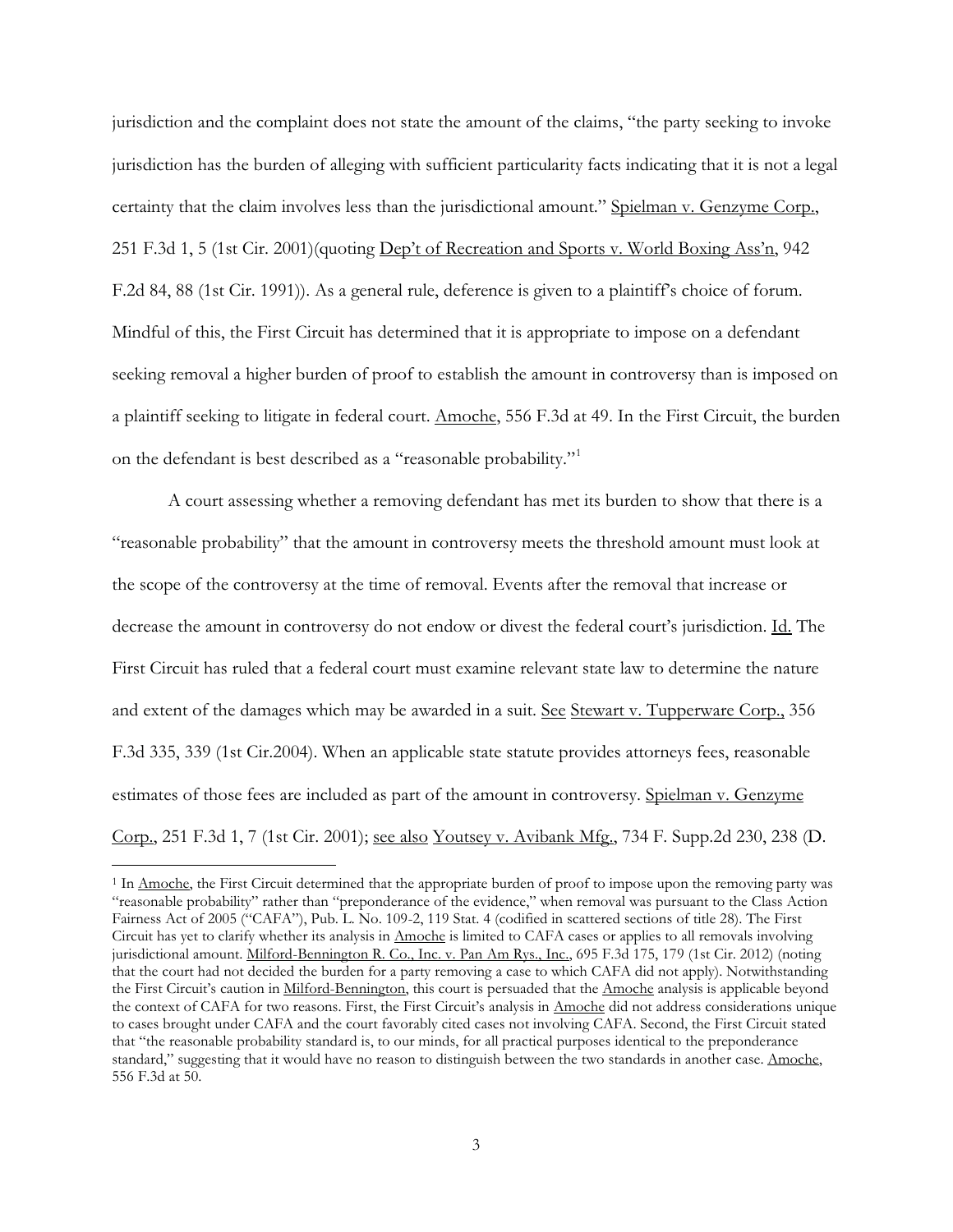jurisdiction and the complaint does not state the amount of the claims, "the party seeking to invoke jurisdiction has the burden of alleging with sufficient particularity facts indicating that it is not a legal certainty that the claim involves less than the jurisdictional amount." Spielman v. Genzyme Corp., 251 F.3d 1, 5 (1st Cir. 2001)(quoting Dep't of Recreation and Sports v. World Boxing Ass'n, 942 F.2d 84, 88 (1st Cir. 1991)). As a general rule, deference is given to a plaintiff's choice of forum. Mindful of this, the First Circuit has determined that it is appropriate to impose on a defendant seeking removal a higher burden of proof to establish the amount in controversy than is imposed on a plaintiff seeking to litigate in federal court. Amoche, 556 F.3d at 49. In the First Circuit, the burden on the defendant is best described as a "reasonable probability."[1]

A court assessing whether a removing defendant has met its burden to show that there is a "reasonable probability" that the amount in controversy meets the threshold amount must look at the scope of the controversy at the time of removal. Events after the removal that increase or decrease the amount in controversy do not endow or divest the federal court's jurisdiction. Id. The First Circuit has ruled that a federal court must examine relevant state law to determine the nature and extent of the damages which may be awarded in a suit. See Stewart v. Tupperware Corp., 356 F.3d 335, 339 (1st Cir.2004). When an applicable state statute provides attorneys fees, reasonable estimates of those fees are included as part of the amount in controversy. Spielman v. Genzyme Corp., 251 F.3d 1, 7 (1st Cir. 2001); see also Youtsey v. Avibank Mfg., 734 F. Supp.2d 230, 238 (D.

---

[1] In Amoche, the First Circuit determined that the appropriate burden of proof to impose upon the removing party was "reasonable probability" rather than "preponderance of the evidence," when removal was pursuant to the Class Action Fairness Act of 2005 ("CAFA"), Pub. L. No. 109-2, 119 Stat. 4 (codified in scattered sections of title 28). The First Circuit has yet to clarify whether its analysis in Amoche is limited to CAFA cases or applies to all removals involving jurisdictional amount. Milford-Bennington R. Co., Inc. v. Pan Am Rys., Inc., 695 F.3d 175, 179 (1st Cir. 2012) (noting that the court had not decided the burden for a party removing a case to which CAFA did not apply). Notwithstanding the First Circuit's caution in Milford-Bennington, this court is persuaded that the Amoche analysis is applicable beyond the context of CAFA for two reasons. First, the First Circuit's analysis in Amoche did not address considerations unique to cases brought under CAFA and the court favorably cited cases not involving CAFA. Second, the First Circuit stated that "the reasonable probability standard is, to our minds, for all practical purposes identical to the preponderance standard," suggesting that it would have no reason to distinguish between the two standards in another case. Amoche, 556 F.3d at 50.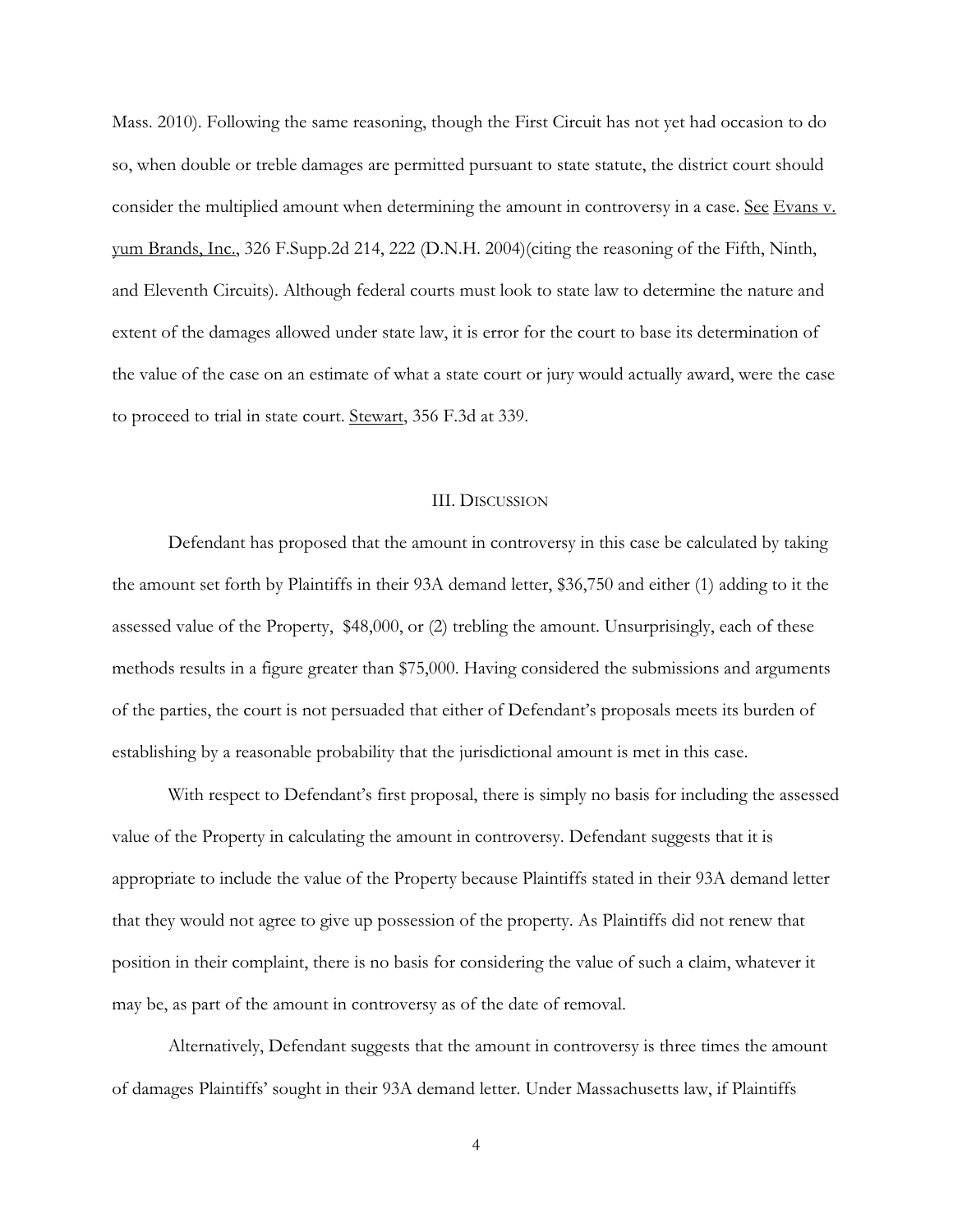Mass. 2010). Following the same reasoning, though the First Circuit has not yet had occasion to do so, when double or treble damages are permitted pursuant to state statute, the district court should consider the multiplied amount when determining the amount in controversy in a case. See Evans v. yum Brands, Inc., 326 F.Supp.2d 214, 222 (D.N.H. 2004)(citing the reasoning of the Fifth, Ninth, and Eleventh Circuits). Although federal courts must look to state law to determine the nature and extent of the damages allowed under state law, it is error for the court to base its determination of the value of the case on an estimate of what a state court or jury would actually award, were the case to proceed to trial in state court. Stewart, 356 F.3d at 339.

## III. DISCUSSION

Defendant has proposed that the amount in controversy in this case be calculated by taking the amount set forth by Plaintiffs in their 93A demand letter, $36,750 and either (1) adding to it the assessed value of the Property, $48,000, or (2) trebling the amount. Unsurprisingly, each of these methods results in a figure greater than $75,000. Having considered the submissions and arguments of the parties, the court is not persuaded that either of Defendant's proposals meets its burden of establishing by a reasonable probability that the jurisdictional amount is met in this case.

With respect to Defendant's first proposal, there is simply no basis for including the assessed value of the Property in calculating the amount in controversy. Defendant suggests that it is appropriate to include the value of the Property because Plaintiffs stated in their 93A demand letter that they would not agree to give up possession of the property. As Plaintiffs did not renew that position in their complaint, there is no basis for considering the value of such a claim, whatever it may be, as part of the amount in controversy as of the date of removal.

Alternatively, Defendant suggests that the amount in controversy is three times the amount of damages Plaintiffs' sought in their 93A demand letter. Under Massachusetts law, if Plaintiffs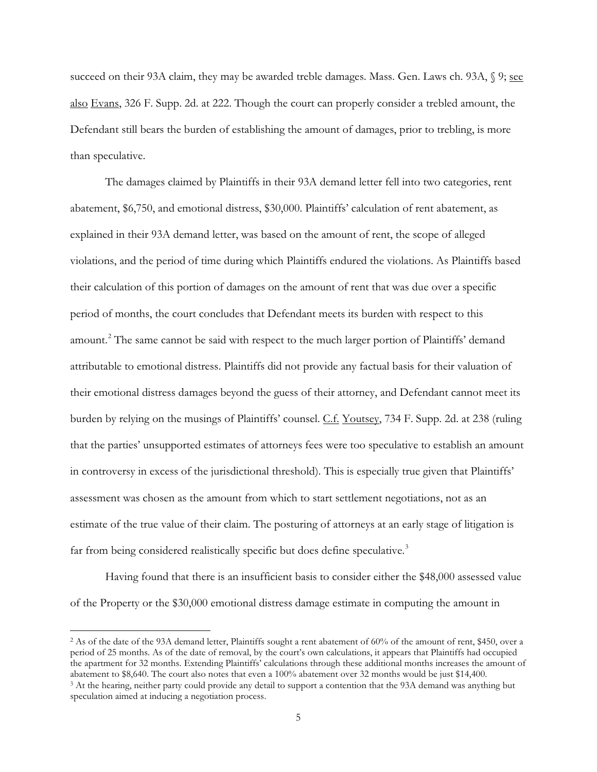succeed on their 93A claim, they may be awarded treble damages. Mass. Gen. Laws ch. 93A, § 9; see also Evans, 326 F. Supp. 2d. at 222. Though the court can properly consider a trebled amount, the Defendant still bears the burden of establishing the amount of damages, prior to trebling, is more than speculative.

The damages claimed by Plaintiffs in their 93A demand letter fell into two categories, rent abatement, $6,750, and emotional distress, $30,000. Plaintiffs' calculation of rent abatement, as explained in their 93A demand letter, was based on the amount of rent, the scope of alleged violations, and the period of time during which Plaintiffs endured the violations. As Plaintiffs based their calculation of this portion of damages on the amount of rent that was due over a specific period of months, the court concludes that Defendant meets its burden with respect to this amount.[2] The same cannot be said with respect to the much larger portion of Plaintiffs' demand attributable to emotional distress. Plaintiffs did not provide any factual basis for their valuation of their emotional distress damages beyond the guess of their attorney, and Defendant cannot meet its burden by relying on the musings of Plaintiffs' counsel. C.f. Youtsey, 734 F. Supp. 2d. at 238 (ruling that the parties' unsupported estimates of attorneys fees were too speculative to establish an amount in controversy in excess of the jurisdictional threshold). This is especially true given that Plaintiffs' assessment was chosen as the amount from which to start settlement negotiations, not as an estimate of the true value of their claim. The posturing of attorneys at an early stage of litigation is far from being considered realistically specific but does define speculative.[3]

Having found that there is an insufficient basis to consider either the $48,000 assessed value of the Property or the $30,000 emotional distress damage estimate in computing the amount in

---

[2] As of the date of the 93A demand letter, Plaintiffs sought a rent abatement of 60% of the amount of rent, $450, over a period of 25 months. As of the date of removal, by the court's own calculations, it appears that Plaintiffs had occupied the apartment for 32 months. Extending Plaintiffs' calculations through these additional months increases the amount of abatement to $8,640. The court also notes that even a 100% abatement over 32 months would be just $14,400.

[3] At the hearing, neither party could provide any detail to support a contention that the 93A demand was anything but speculation aimed at inducing a negotiation process.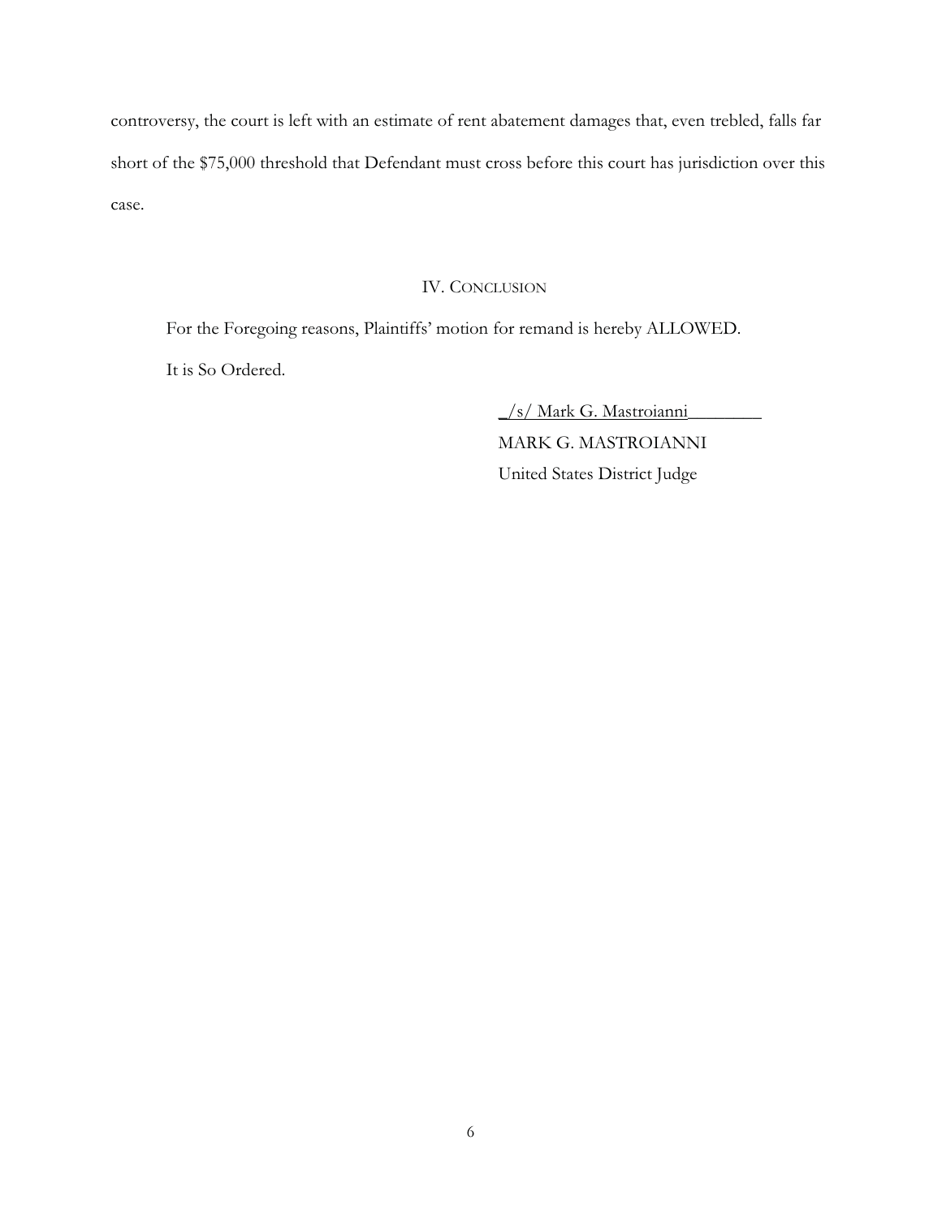controversy, the court is left with an estimate of rent abatement damages that, even trebled, falls far short of the $75,000 threshold that Defendant must cross before this court has jurisdiction over this case.

## IV. CONCLUSION

For the Foregoing reasons, Plaintiffs' motion for remand is hereby ALLOWED.

It is So Ordered.

_/s/ Mark G. Mastroianni________
MARK G. MASTROIANNI
United States District Judge